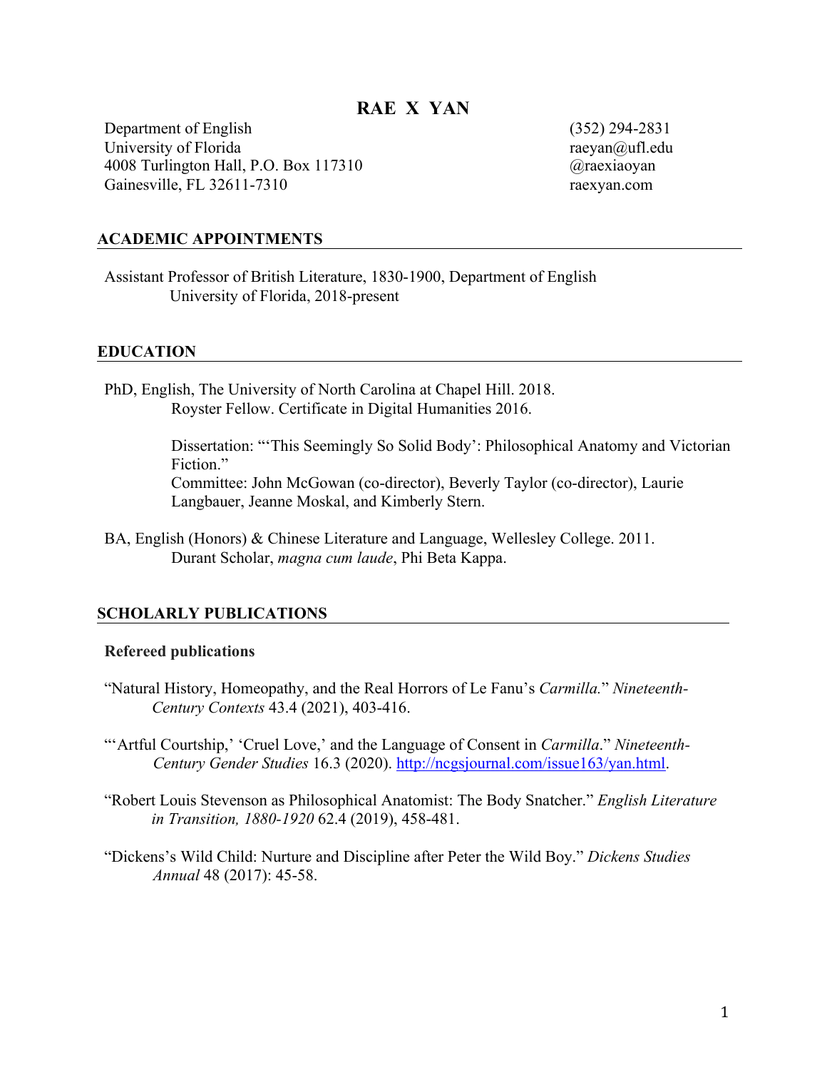# RAE X YAN

Department of English
University of Florida
4008 Turlington Hall, P.O. Box 117310
Gainesville, FL 32611-7310

(352) 294-2831
raeyan@ufl.edu
@raexiaoyan
raexyan.com

## ACADEMIC APPOINTMENTS

Assistant Professor of British Literature, 1830-1900, Department of English
University of Florida, 2018-present

## EDUCATION

PhD, English, The University of North Carolina at Chapel Hill. 2018.
Royster Fellow. Certificate in Digital Humanities 2016.

Dissertation: "'This Seemingly So Solid Body': Philosophical Anatomy and Victorian Fiction."
Committee: John McGowan (co-director), Beverly Taylor (co-director), Laurie Langbauer, Jeanne Moskal, and Kimberly Stern.

BA, English (Honors) & Chinese Literature and Language, Wellesley College. 2011.
Durant Scholar, *magna cum laude*, Phi Beta Kappa.

## SCHOLARLY PUBLICATIONS

### Refereed publications

"Natural History, Homeopathy, and the Real Horrors of Le Fanu's *Carmilla.*" *Nineteenth-Century Contexts* 43.4 (2021), 403-416.

"'Artful Courtship,' 'Cruel Love,' and the Language of Consent in *Carmilla*." *Nineteenth-Century Gender Studies* 16.3 (2020). http://ncgsjournal.com/issue163/yan.html.

"Robert Louis Stevenson as Philosophical Anatomist: The Body Snatcher." *English Literature in Transition, 1880-1920* 62.4 (2019), 458-481.

"Dickens's Wild Child: Nurture and Discipline after Peter the Wild Boy." *Dickens Studies Annual* 48 (2017): 45-58.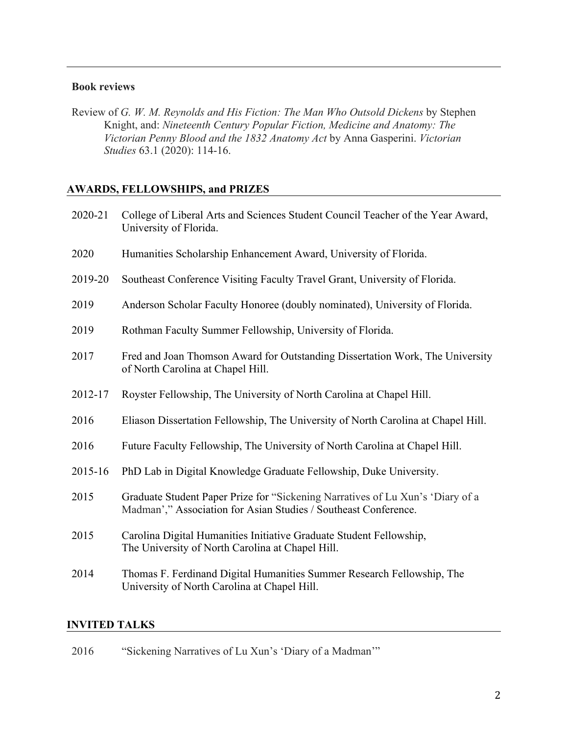### Book reviews

Review of *G. W. M. Reynolds and His Fiction: The Man Who Outsold Dickens* by Stephen Knight, and: *Nineteenth Century Popular Fiction, Medicine and Anatomy: The Victorian Penny Blood and the 1832 Anatomy Act* by Anna Gasperini. *Victorian Studies* 63.1 (2020): 114-16.

## AWARDS, FELLOWSHIPS, and PRIZES

2020-21 College of Liberal Arts and Sciences Student Council Teacher of the Year Award, University of Florida.

2020 Humanities Scholarship Enhancement Award, University of Florida.

2019-20 Southeast Conference Visiting Faculty Travel Grant, University of Florida.

2019 Anderson Scholar Faculty Honoree (doubly nominated), University of Florida.

2019 Rothman Faculty Summer Fellowship, University of Florida.

2017 Fred and Joan Thomson Award for Outstanding Dissertation Work, The University of North Carolina at Chapel Hill.

2012-17 Royster Fellowship, The University of North Carolina at Chapel Hill.

2016 Eliason Dissertation Fellowship, The University of North Carolina at Chapel Hill.

2016 Future Faculty Fellowship, The University of North Carolina at Chapel Hill.

2015-16 PhD Lab in Digital Knowledge Graduate Fellowship, Duke University.

2015 Graduate Student Paper Prize for "Sickening Narratives of Lu Xun's 'Diary of a Madman'," Association for Asian Studies / Southeast Conference.

2015 Carolina Digital Humanities Initiative Graduate Student Fellowship, The University of North Carolina at Chapel Hill.

2014 Thomas F. Ferdinand Digital Humanities Summer Research Fellowship, The University of North Carolina at Chapel Hill.

## INVITED TALKS

2016 "Sickening Narratives of Lu Xun's 'Diary of a Madman'"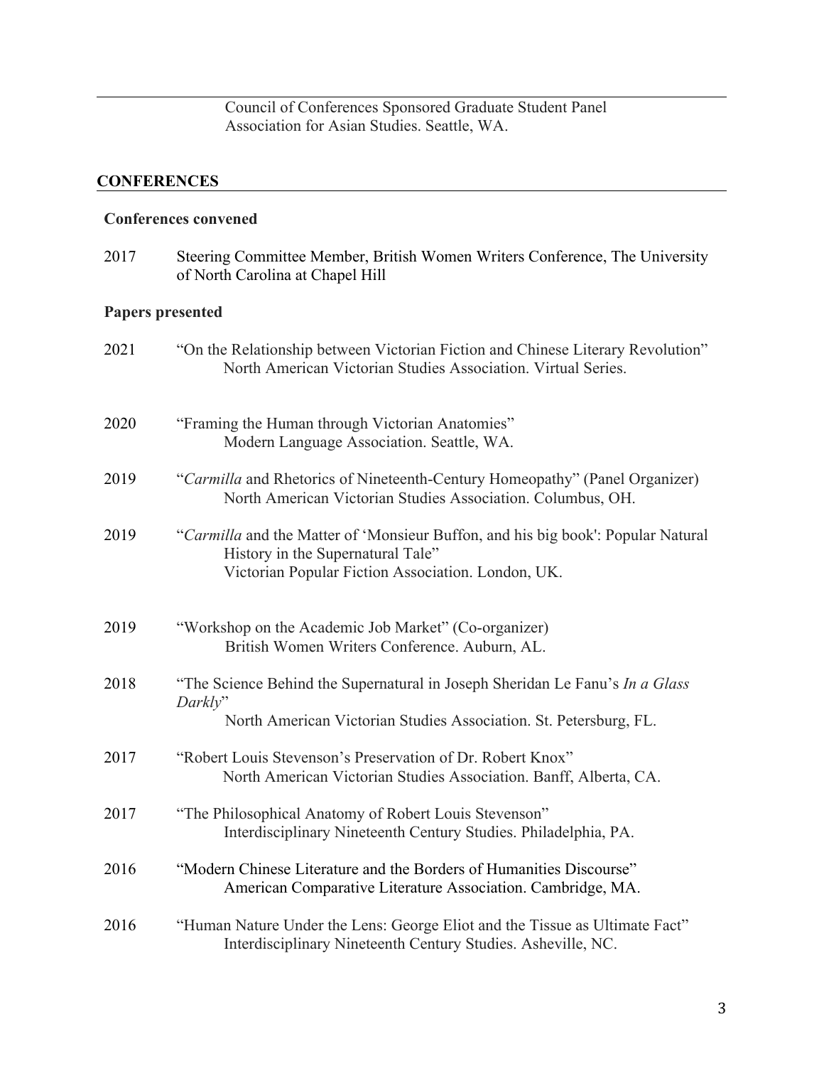Council of Conferences Sponsored Graduate Student Panel
Association for Asian Studies. Seattle, WA.

## CONFERENCES

### Conferences convened

2017 Steering Committee Member, British Women Writers Conference, The University of North Carolina at Chapel Hill

### Papers presented

2021 "On the Relationship between Victorian Fiction and Chinese Literary Revolution"
North American Victorian Studies Association. Virtual Series.

2020 "Framing the Human through Victorian Anatomies"
Modern Language Association. Seattle, WA.

2019 "*Carmilla* and Rhetorics of Nineteenth-Century Homeopathy" (Panel Organizer)
North American Victorian Studies Association. Columbus, OH.

2019 "*Carmilla* and the Matter of 'Monsieur Buffon, and his big book': Popular Natural History in the Supernatural Tale"
Victorian Popular Fiction Association. London, UK.

2019 "Workshop on the Academic Job Market" (Co-organizer)
British Women Writers Conference. Auburn, AL.

2018 "The Science Behind the Supernatural in Joseph Sheridan Le Fanu's *In a Glass Darkly*"
North American Victorian Studies Association. St. Petersburg, FL.

2017 "Robert Louis Stevenson's Preservation of Dr. Robert Knox"
North American Victorian Studies Association. Banff, Alberta, CA.

2017 "The Philosophical Anatomy of Robert Louis Stevenson"
Interdisciplinary Nineteenth Century Studies. Philadelphia, PA.

2016 "Modern Chinese Literature and the Borders of Humanities Discourse"
American Comparative Literature Association. Cambridge, MA.

2016 "Human Nature Under the Lens: George Eliot and the Tissue as Ultimate Fact"
Interdisciplinary Nineteenth Century Studies. Asheville, NC.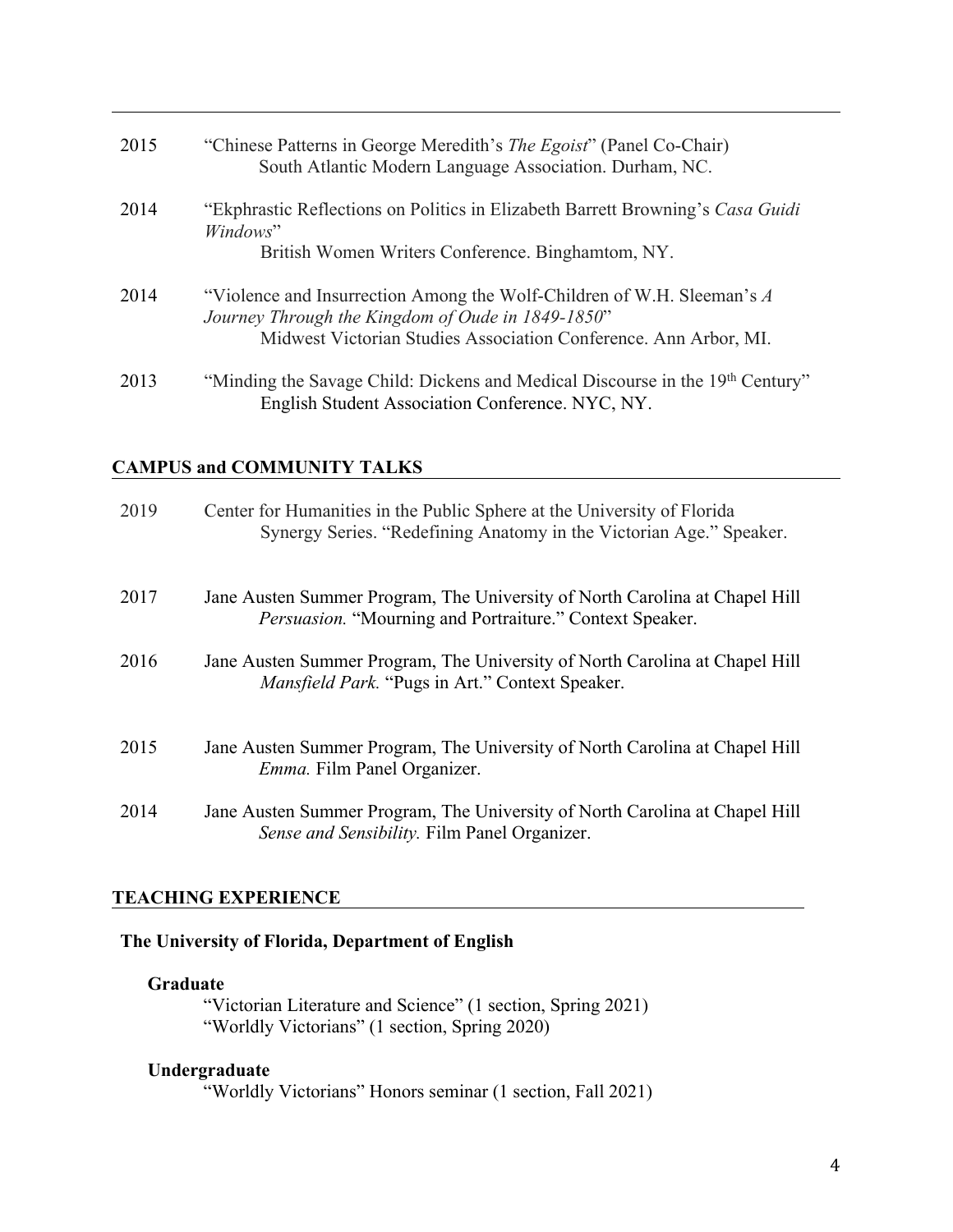2015 "Chinese Patterns in George Meredith's *The Egoist*" (Panel Co-Chair)
South Atlantic Modern Language Association. Durham, NC.

2014 "Ekphrastic Reflections on Politics in Elizabeth Barrett Browning's *Casa Guidi Windows*"
British Women Writers Conference. Binghamtom, NY.

2014 "Violence and Insurrection Among the Wolf-Children of W.H. Sleeman's *A Journey Through the Kingdom of Oude in 1849-1850*"
Midwest Victorian Studies Association Conference. Ann Arbor, MI.

2013 "Minding the Savage Child: Dickens and Medical Discourse in the 19th Century"
English Student Association Conference. NYC, NY.

## CAMPUS and COMMUNITY TALKS

2019 Center for Humanities in the Public Sphere at the University of Florida
Synergy Series. "Redefining Anatomy in the Victorian Age." Speaker.

2017 Jane Austen Summer Program, The University of North Carolina at Chapel Hill
*Persuasion.* "Mourning and Portraiture." Context Speaker.

2016 Jane Austen Summer Program, The University of North Carolina at Chapel Hill
*Mansfield Park.* "Pugs in Art." Context Speaker.

2015 Jane Austen Summer Program, The University of North Carolina at Chapel Hill
*Emma.* Film Panel Organizer.

2014 Jane Austen Summer Program, The University of North Carolina at Chapel Hill
*Sense and Sensibility.* Film Panel Organizer.

## TEACHING EXPERIENCE

**The University of Florida, Department of English**

**Graduate**

"Victorian Literature and Science" (1 section, Spring 2021)
"Worldly Victorians" (1 section, Spring 2020)

**Undergraduate**

"Worldly Victorians" Honors seminar (1 section, Fall 2021)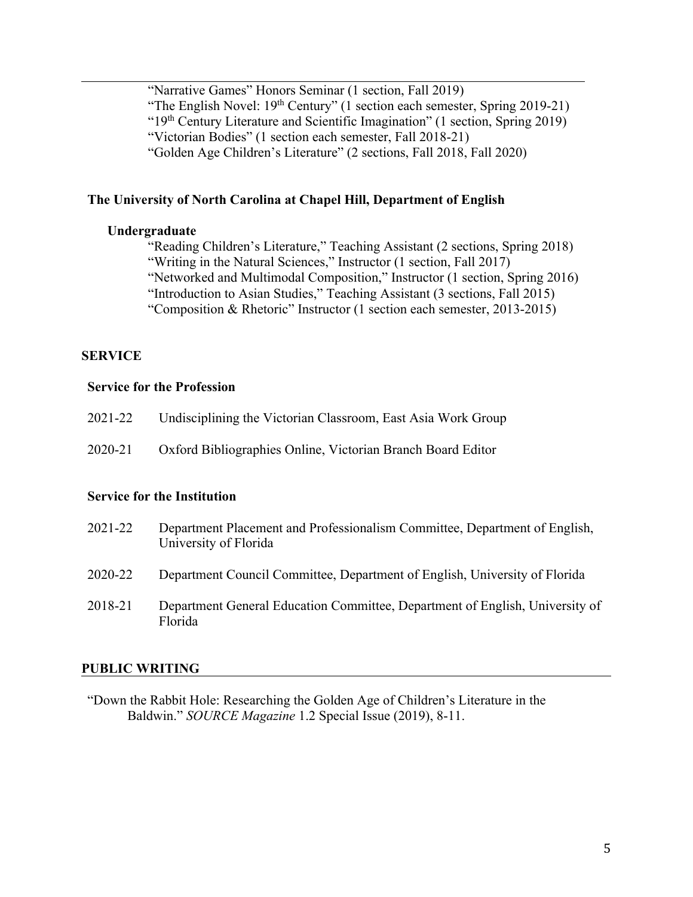"Narrative Games" Honors Seminar (1 section, Fall 2019)
"The English Novel: 19th Century" (1 section each semester, Spring 2019-21)
"19th Century Literature and Scientific Imagination" (1 section, Spring 2019)
"Victorian Bodies" (1 section each semester, Fall 2018-21)
"Golden Age Children's Literature" (2 sections, Fall 2018, Fall 2020)

**The University of North Carolina at Chapel Hill, Department of English**

**Undergraduate**

"Reading Children's Literature," Teaching Assistant (2 sections, Spring 2018)
"Writing in the Natural Sciences," Instructor (1 section, Fall 2017)
"Networked and Multimodal Composition," Instructor (1 section, Spring 2016)
"Introduction to Asian Studies," Teaching Assistant (3 sections, Fall 2015)
"Composition & Rhetoric" Instructor (1 section each semester, 2013-2015)

## SERVICE

### Service for the Profession

2021-22 Undisciplining the Victorian Classroom, East Asia Work Group

2020-21 Oxford Bibliographies Online, Victorian Branch Board Editor

### Service for the Institution

2021-22 Department Placement and Professionalism Committee, Department of English, University of Florida

2020-22 Department Council Committee, Department of English, University of Florida

2018-21 Department General Education Committee, Department of English, University of Florida

## PUBLIC WRITING

"Down the Rabbit Hole: Researching the Golden Age of Children's Literature in the Baldwin." *SOURCE Magazine* 1.2 Special Issue (2019), 8-11.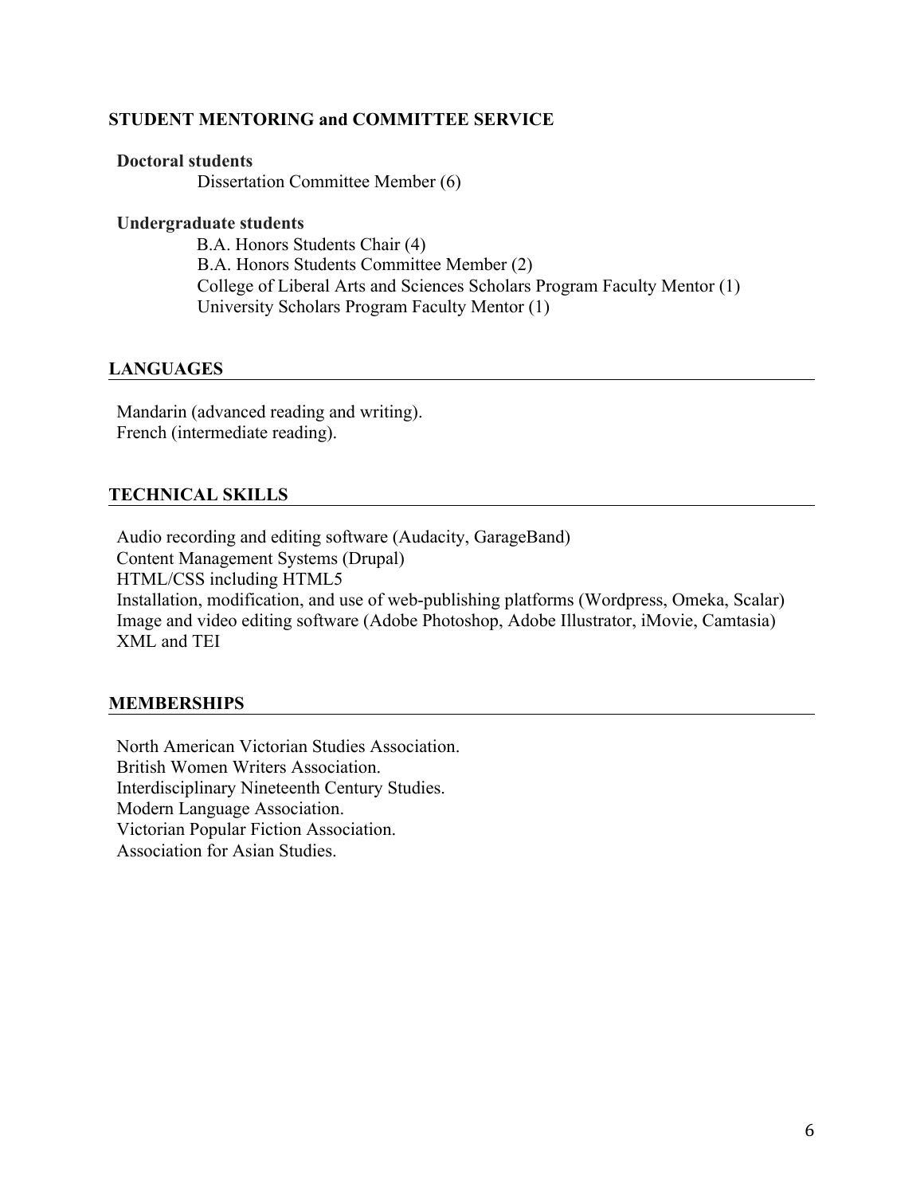## STUDENT MENTORING and COMMITTEE SERVICE

### Doctoral students

Dissertation Committee Member (6)

### Undergraduate students

B.A. Honors Students Chair (4)
B.A. Honors Students Committee Member (2)
College of Liberal Arts and Sciences Scholars Program Faculty Mentor (1)
University Scholars Program Faculty Mentor (1)

## LANGUAGES

Mandarin (advanced reading and writing).
French (intermediate reading).

## TECHNICAL SKILLS

Audio recording and editing software (Audacity, GarageBand)
Content Management Systems (Drupal)
HTML/CSS including HTML5
Installation, modification, and use of web-publishing platforms (Wordpress, Omeka, Scalar)
Image and video editing software (Adobe Photoshop, Adobe Illustrator, iMovie, Camtasia)
XML and TEI

## MEMBERSHIPS

North American Victorian Studies Association.
British Women Writers Association.
Interdisciplinary Nineteenth Century Studies.
Modern Language Association.
Victorian Popular Fiction Association.
Association for Asian Studies.